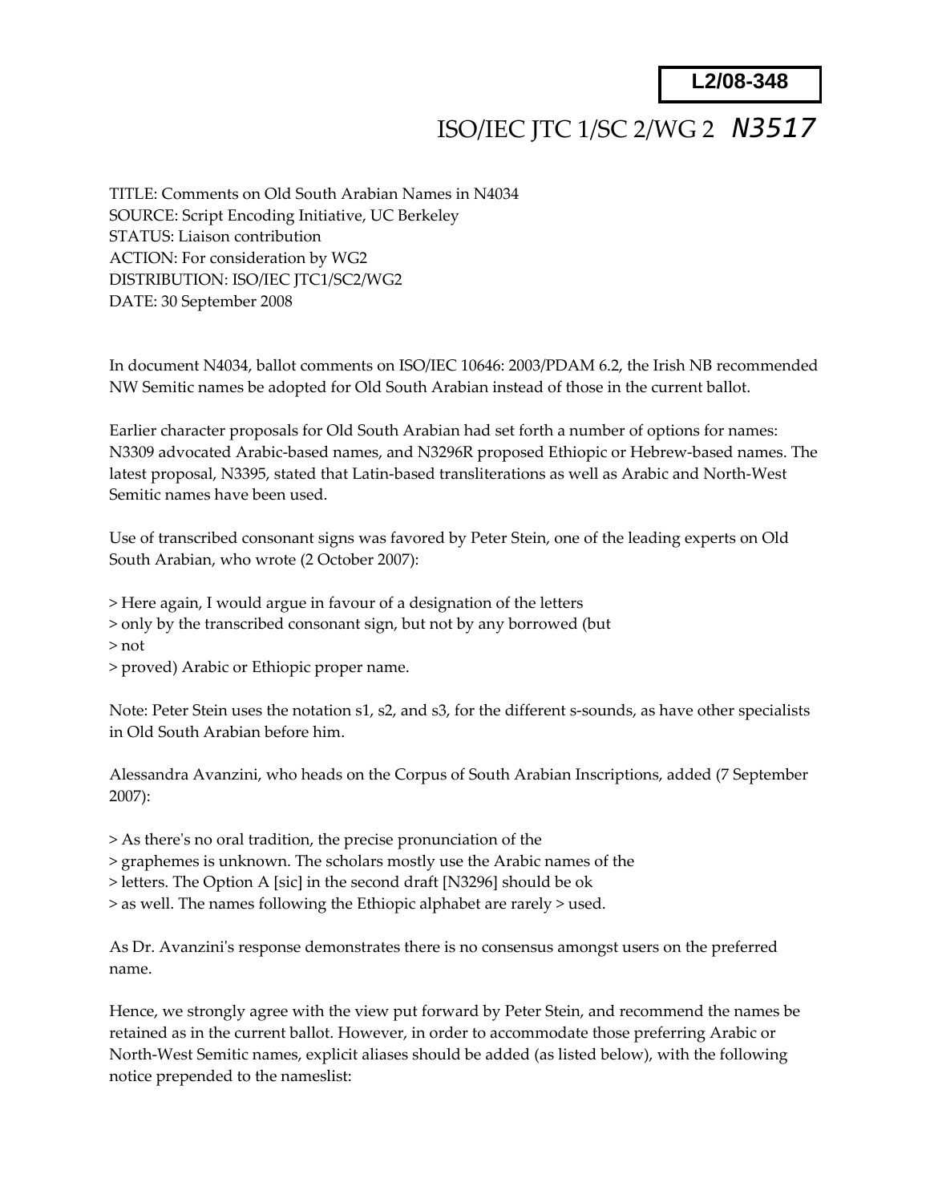**L2/08-348**

ISO/IEC JTC 1/SC 2/WG 2 *N3517*

TITLE: Comments on Old South Arabian Names in N4034
SOURCE: Script Encoding Initiative, UC Berkeley
STATUS: Liaison contribution
ACTION: For consideration by WG2
DISTRIBUTION: ISO/IEC JTC1/SC2/WG2
DATE: 30 September 2008

In document N4034, ballot comments on ISO/IEC 10646: 2003/PDAM 6.2, the Irish NB recommended NW Semitic names be adopted for Old South Arabian instead of those in the current ballot.

Earlier character proposals for Old South Arabian had set forth a number of options for names: N3309 advocated Arabic-based names, and N3296R proposed Ethiopic or Hebrew-based names. The latest proposal, N3395, stated that Latin-based transliterations as well as Arabic and North-West Semitic names have been used.

Use of transcribed consonant signs was favored by Peter Stein, one of the leading experts on Old South Arabian, who wrote (2 October 2007):

> Here again, I would argue in favour of a designation of the letters
> only by the transcribed consonant sign, but not by any borrowed (but
> not
> proved) Arabic or Ethiopic proper name.

Note: Peter Stein uses the notation s1, s2, and s3, for the different s-sounds, as have other specialists in Old South Arabian before him.

Alessandra Avanzini, who heads on the Corpus of South Arabian Inscriptions, added (7 September 2007):

> As there's no oral tradition, the precise pronunciation of the
> graphemes is unknown. The scholars mostly use the Arabic names of the
> letters. The Option A [sic] in the second draft [N3296] should be ok
> as well. The names following the Ethiopic alphabet are rarely > used.

As Dr. Avanzini's response demonstrates there is no consensus amongst users on the preferred name.

Hence, we strongly agree with the view put forward by Peter Stein, and recommend the names be retained as in the current ballot. However, in order to accommodate those preferring Arabic or North-West Semitic names, explicit aliases should be added (as listed below), with the following notice prepended to the nameslist: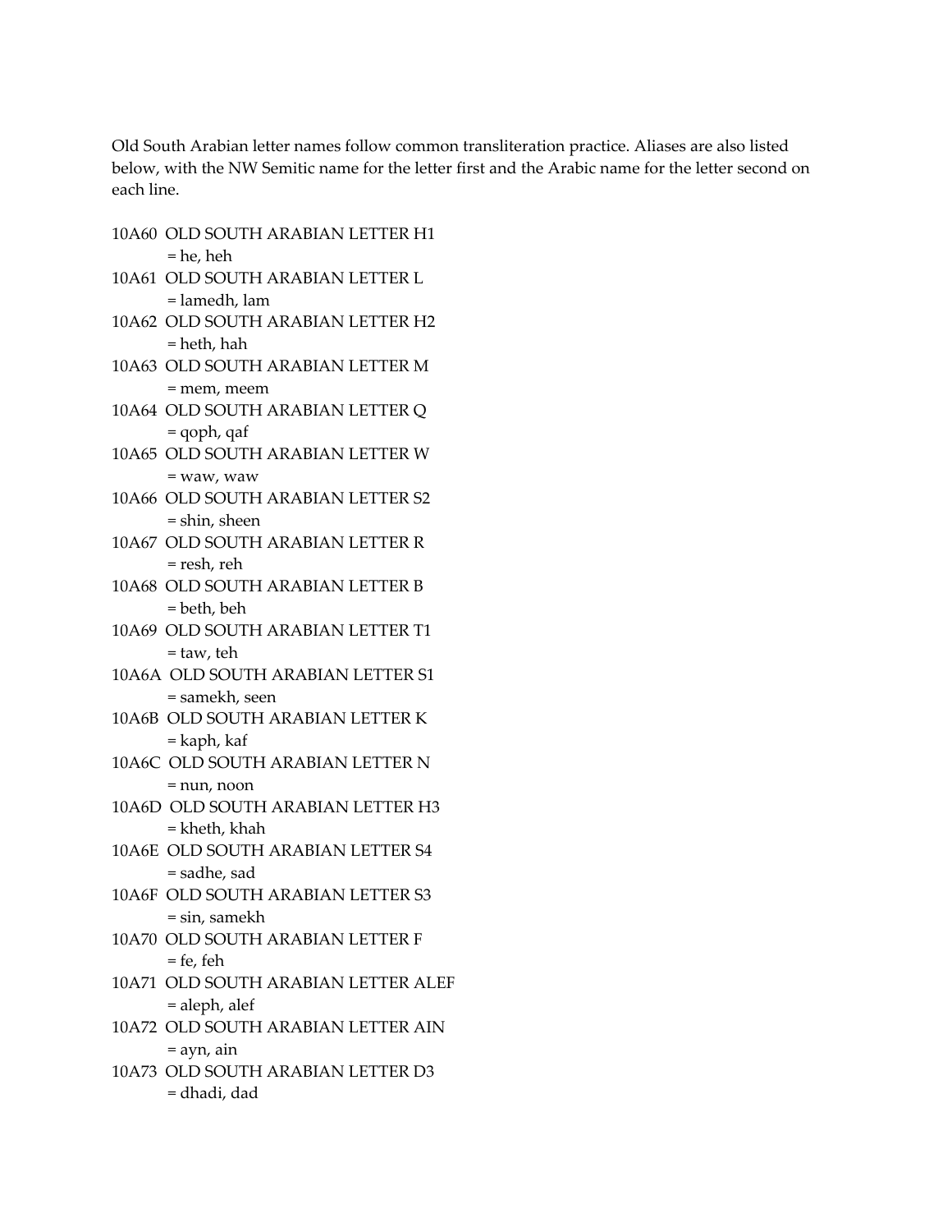Old South Arabian letter names follow common transliteration practice. Aliases are also listed below, with the NW Semitic name for the letter first and the Arabic name for the letter second on each line.

10A60  OLD SOUTH ARABIAN LETTER H1
        = he, heh
10A61  OLD SOUTH ARABIAN LETTER L
        = lamedh, lam
10A62  OLD SOUTH ARABIAN LETTER H2
        = heth, hah
10A63  OLD SOUTH ARABIAN LETTER M
        = mem, meem
10A64  OLD SOUTH ARABIAN LETTER Q
        = qoph, qaf
10A65  OLD SOUTH ARABIAN LETTER W
        = waw, waw
10A66  OLD SOUTH ARABIAN LETTER S2
        = shin, sheen
10A67  OLD SOUTH ARABIAN LETTER R
        = resh, reh
10A68  OLD SOUTH ARABIAN LETTER B
        = beth, beh
10A69  OLD SOUTH ARABIAN LETTER T1
        = taw, teh
10A6A  OLD SOUTH ARABIAN LETTER S1
        = samekh, seen
10A6B  OLD SOUTH ARABIAN LETTER K
        = kaph, kaf
10A6C  OLD SOUTH ARABIAN LETTER N
        = nun, noon
10A6D  OLD SOUTH ARABIAN LETTER H3
        = kheth, khah
10A6E  OLD SOUTH ARABIAN LETTER S4
        = sadhe, sad
10A6F  OLD SOUTH ARABIAN LETTER S3
        = sin, samekh
10A70  OLD SOUTH ARABIAN LETTER F
        = fe, feh
10A71  OLD SOUTH ARABIAN LETTER ALEF
        = aleph, alef
10A72  OLD SOUTH ARABIAN LETTER AIN
        = ayn, ain
10A73  OLD SOUTH ARABIAN LETTER D3
        = dhadi, dad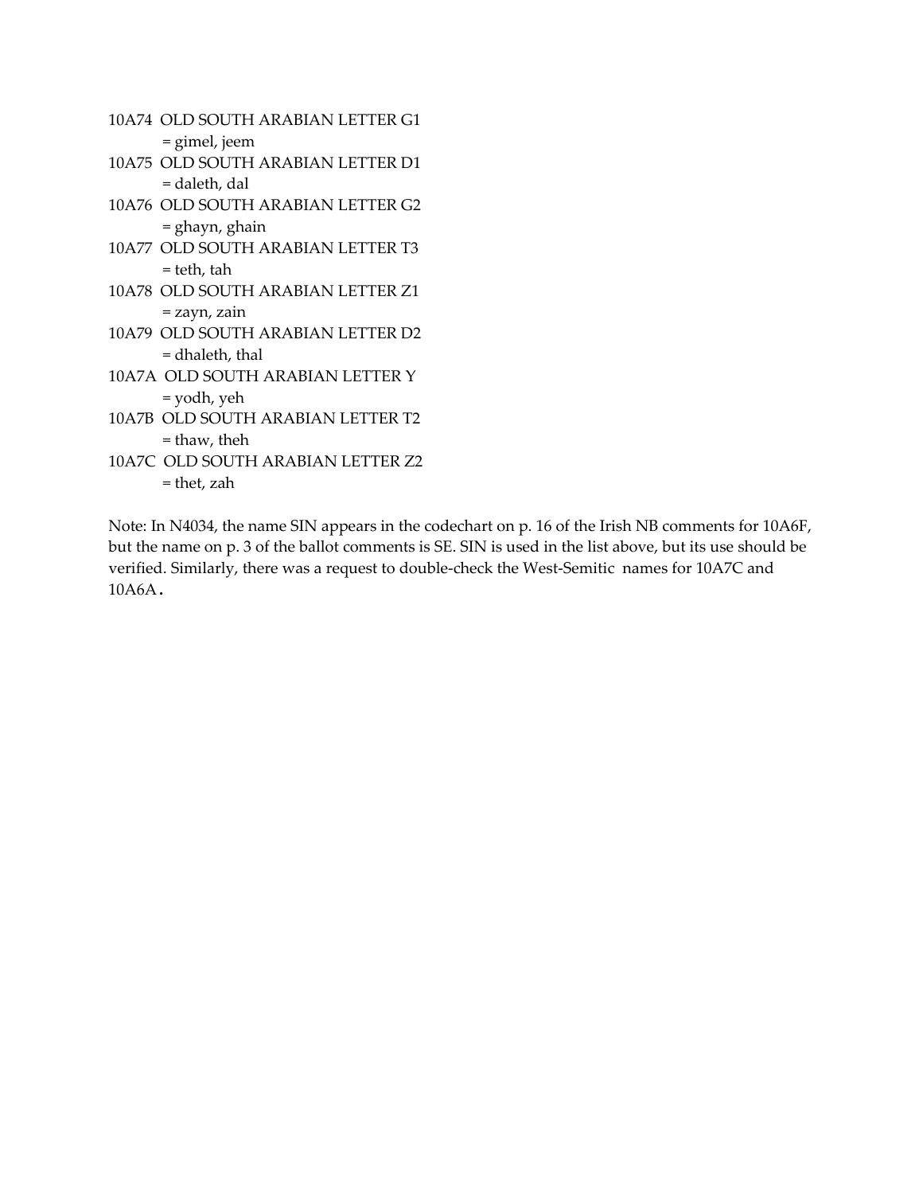10A74 OLD SOUTH ARABIAN LETTER G1
    = gimel, jeem
10A75 OLD SOUTH ARABIAN LETTER D1
    = daleth, dal
10A76 OLD SOUTH ARABIAN LETTER G2
    = ghayn, ghain
10A77 OLD SOUTH ARABIAN LETTER T3
    = teth, tah
10A78 OLD SOUTH ARABIAN LETTER Z1
    = zayn, zain
10A79 OLD SOUTH ARABIAN LETTER D2
    = dhaleth, thal
10A7A OLD SOUTH ARABIAN LETTER Y
    = yodh, yeh
10A7B OLD SOUTH ARABIAN LETTER T2
    = thaw, theh
10A7C OLD SOUTH ARABIAN LETTER Z2
    = thet, zah

Note: In N4034, the name SIN appears in the codechart on p. 16 of the Irish NB comments for 10A6F, but the name on p. 3 of the ballot comments is SE. SIN is used in the list above, but its use should be verified. Similarly, there was a request to double-check the West-Semitic names for 10A7C and 10A6A.